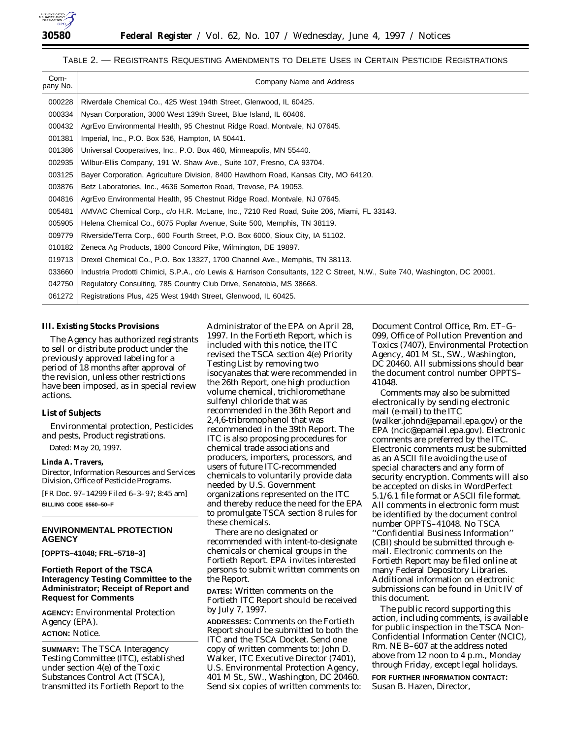TABLE 2. — REGISTRANTS REQUESTING AMENDMENTS TO DELETE USES IN CERTAIN PESTICIDE REGISTRATIONS

| Company No. | Company Name and Address |
| --- | --- |
| 000228 | Riverdale Chemical Co., 425 West 194th Street, Glenwood, IL 60425. |
| 000334 | Nysan Corporation, 3000 West 139th Street, Blue Island, IL 60406. |
| 000432 | AgrEvo Environmental Health, 95 Chestnut Ridge Road, Montvale, NJ 07645. |
| 001381 | Imperial, Inc., P.O. Box 536, Hampton, IA 50441. |
| 001386 | Universal Cooperatives, Inc., P.O. Box 460, Minneapolis, MN 55440. |
| 002935 | Wilbur-Ellis Company, 191 W. Shaw Ave., Suite 107, Fresno, CA 93704. |
| 003125 | Bayer Corporation, Agriculture Division, 8400 Hawthorn Road, Kansas City, MO 64120. |
| 003876 | Betz Laboratories, Inc., 4636 Somerton Road, Trevose, PA 19053. |
| 004816 | AgrEvo Environmental Health, 95 Chestnut Ridge Road, Montvale, NJ 07645. |
| 005481 | AMVAC Chemical Corp., c/o H.R. McLane, Inc., 7210 Red Road, Suite 206, Miami, FL 33143. |
| 005905 | Helena Chemical Co., 6075 Poplar Avenue, Suite 500, Memphis, TN 38119. |
| 009779 | Riverside/Terra Corp., 600 Fourth Street, P.O. Box 6000, Sioux City, IA 51102. |
| 010182 | Zeneca Ag Products, 1800 Concord Pike, Wilmington, DE 19897. |
| 019713 | Drexel Chemical Co., P.O. Box 13327, 1700 Channel Ave., Memphis, TN 38113. |
| 033660 | Industria Prodotti Chimici, S.P.A., c/o Lewis & Harrison Consultants, 122 C Street, N.W., Suite 740, Washington, DC 20001. |
| 042750 | Regulatory Consulting, 785 Country Club Drive, Senatobia, MS 38668. |
| 061272 | Registrations Plus, 425 West 194th Street, Glenwood, IL 60425. |

**III. Existing Stocks Provisions**

The Agency has authorized registrants to sell or distribute product under the previously approved labeling for a period of 18 months after approval of the revision, unless other restrictions have been imposed, as in special review actions.

**List of Subjects**

Environmental protection, Pesticides and pests, Product registrations.

Dated: May 20, 1997.

**Linda A. Travers,**

*Director, Information Resources and Services Division, Office of Pesticide Programs.*

[FR Doc. 97–14299 Filed 6–3–97; 8:45 am]

**BILLING CODE 6560–50–F**

---

## ENVIRONMENTAL PROTECTION AGENCY

**[OPPTS–41048; FRL–5718–3]**

### Fortieth Report of the TSCA Interagency Testing Committee to the Administrator; Receipt of Report and Request for Comments

**AGENCY:** Environmental Protection Agency (EPA).

**ACTION:** Notice.

**SUMMARY:** The TSCA Interagency Testing Committee (ITC), established under section 4(e) of the Toxic Substances Control Act (TSCA), transmitted its Fortieth Report to the Administrator of the EPA on April 28, 1997. In the Fortieth Report, which is included with this notice, the ITC revised the TSCA section 4(e) Priority Testing List by removing two isocyanates that were recommended in the 26th Report, one high production volume chemical, trichloromethane sulfenyl chloride that was recommended in the 36th Report and 2,4,6-tribromophenol that was recommended in the 39th Report. The ITC is also proposing procedures for chemical trade associations and producers, importers, processors, and users of future ITC-recommended chemicals to voluntarily provide data needed by U.S. Government organizations represented on the ITC and thereby reduce the need for the EPA to promulgate TSCA section 8 rules for these chemicals.

There are no designated or recommended with intent-to-designate chemicals or chemical groups in the Fortieth Report. EPA invites interested persons to submit written comments on the Report.

**DATES:** Written comments on the Fortieth ITC Report should be received by July 7, 1997.

**ADDRESSES:** Comments on the Fortieth Report should be submitted to both the ITC and the TSCA Docket. Send one copy of written comments to: John D. Walker, ITC Executive Director (7401), U.S. Environmental Protection Agency, 401 M St., SW., Washington, DC 20460. Send six copies of written comments to: Document Control Office, Rm. ET–G–099, Office of Pollution Prevention and Toxics (7407), Environmental Protection Agency, 401 M St., SW., Washington, DC 20460. All submissions should bear the document control number OPPTS–41048.

Comments may also be submitted electronically by sending electronic mail (e-mail) to the ITC (walker.johnd@epamail.epa.gov) or the EPA (ncic@epamail.epa.gov). Electronic comments are preferred by the ITC. Electronic comments must be submitted as an ASCII file avoiding the use of special characters and any form of security encryption. Comments will also be accepted on disks in WordPerfect 5.1/6.1 file format or ASCII file format. All comments in electronic form must be identified by the document control number OPPTS–41048. No TSCA ''Confidential Business Information'' (CBI) should be submitted through e-mail. Electronic comments on the Fortieth Report may be filed online at many Federal Depository Libraries. Additional information on electronic submissions can be found in Unit IV of this document.

The public record supporting this action, including comments, is available for public inspection in the TSCA Non-Confidential Information Center (NCIC), Rm. NE B–607 at the address noted above from 12 noon to 4 p.m., Monday through Friday, except legal holidays.

**FOR FURTHER INFORMATION CONTACT:** Susan B. Hazen, Director,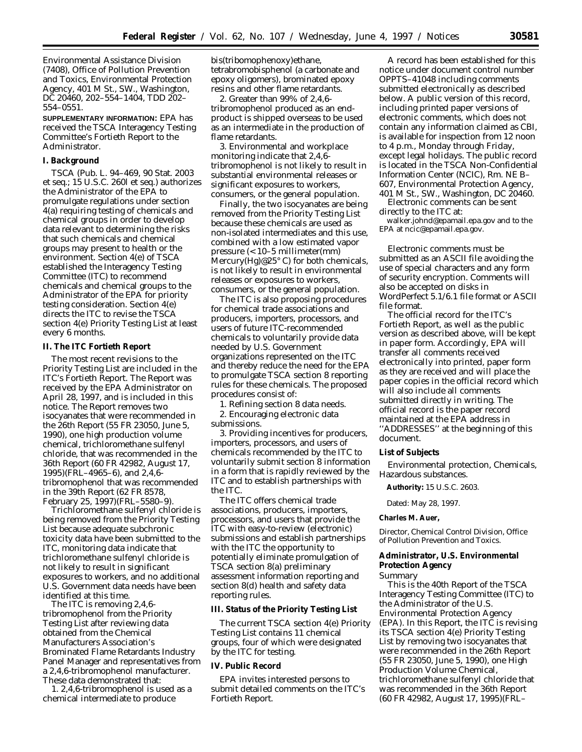Environmental Assistance Division (7408), Office of Pollution Prevention and Toxics, Environmental Protection Agency, 401 M St., SW., Washington, DC 20460, 202–554–1404, TDD 202–554–0551.

**SUPPLEMENTARY INFORMATION:** EPA has received the TSCA Interagency Testing Committee's Fortieth Report to the Administrator.

## I. Background

TSCA (Pub. L. 94–469, 90 Stat. 2003 et seq.; 15 U.S.C. 260l et seq.) authorizes the Administrator of the EPA to promulgate regulations under section 4(a) requiring testing of chemicals and chemical groups in order to develop data relevant to determining the risks that such chemicals and chemical groups may present to health or the environment. Section 4(e) of TSCA established the Interagency Testing Committee (ITC) to recommend chemicals and chemical groups to the Administrator of the EPA for priority testing consideration. Section 4(e) directs the ITC to revise the TSCA section 4(e) Priority Testing List at least every 6 months.

## II. The ITC Fortieth Report

The most recent revisions to the Priority Testing List are included in the ITC's Fortieth Report. The Report was received by the EPA Administrator on April 28, 1997, and is included in this notice. The Report removes two isocyanates that were recommended in the 26th Report (55 FR 23050, June 5, 1990), one high production volume chemical, trichloromethane sulfenyl chloride, that was recommended in the 36th Report (60 FR 42982, August 17, 1995)(FRL–4965–6), and 2,4,6-tribromophenol that was recommended in the 39th Report (62 FR 8578, February 25, 1997)(FRL–5580–9).

Trichloromethane sulfenyl chloride is being removed from the Priority Testing List because adequate subchronic toxicity data have been submitted to the ITC, monitoring data indicate that trichloromethane sulfenyl chloride is not likely to result in significant exposures to workers, and no additional U.S. Government data needs have been identified at this time.

The ITC is removing 2,4,6-tribromophenol from the Priority Testing List after reviewing data obtained from the Chemical Manufacturers Association's Brominated Flame Retardants Industry Panel Manager and representatives from a 2,4,6-tribromophenol manufacturer. These data demonstrated that:

1. 2,4,6-tribromophenol is used as a chemical intermediate to produce bis(tribomophenoxy)ethane, tetrabromobisphenol (a carbonate and epoxy oligomers), brominated epoxy resins and other flame retardants.

2. Greater than 99% of 2,4,6-tribromophenol produced as an end-product is shipped overseas to be used as an intermediate in the production of flame retardants.

3. Environmental and workplace monitoring indicate that 2,4,6-tribromophenol is not likely to result in substantial environmental releases or significant exposures to workers, consumers, or the general population.

Finally, the two isocyanates are being removed from the Priority Testing List because these chemicals are used as non-isolated intermediates and this use, combined with a low estimated vapor pressure (< 10–5 millimeter(mm) Mercury(Hg)@25° C) for both chemicals, is not likely to result in environmental releases or exposures to workers, consumers, or the general population.

The ITC is also proposing procedures for chemical trade associations and producers, importers, processors, and users of future ITC-recommended chemicals to voluntarily provide data needed by U.S. Government organizations represented on the ITC and thereby reduce the need for the EPA to promulgate TSCA section 8 reporting rules for these chemicals. The proposed procedures consist of:

1. Refining section 8 data needs.

2. Encouraging electronic data submissions.

3. Providing incentives for producers, importers, processors, and users of chemicals recommended by the ITC to voluntarily submit section 8 information in a form that is rapidly reviewed by the ITC and to establish partnerships with the ITC.

The ITC offers chemical trade associations, producers, importers, processors, and users that provide the ITC with easy-to-review (electronic) submissions and establish partnerships with the ITC the opportunity to potentially eliminate promulgation of TSCA section 8(a) preliminary assessment information reporting and section 8(d) health and safety data reporting rules.

## III. Status of the Priority Testing List

The current TSCA section 4(e) Priority Testing List contains 11 chemical groups, four of which were designated by the ITC for testing.

## IV. Public Record

EPA invites interested persons to submit detailed comments on the ITC's Fortieth Report.

A record has been established for this notice under document control number OPPTS–41048 including comments submitted electronically as described below. A public version of this record, including printed paper versions of electronic comments, which does not contain any information claimed as CBI, is available for inspection from 12 noon to 4 p.m., Monday through Friday, except legal holidays. The public record is located in the TSCA Non-Confidential Information Center (NCIC), Rm. NE B–607, Environmental Protection Agency, 401 M St., SW., Washington, DC 20460.

Electronic comments can be sent directly to the ITC at:

walker.johnd@epamail.epa.gov and to the EPA at ncic@epamail.epa.gov.

Electronic comments must be submitted as an ASCII file avoiding the use of special characters and any form of security encryption. Comments will also be accepted on disks in WordPerfect 5.1/6.1 file format or ASCII file format.

The official record for the ITC's Fortieth Report, as well as the public version as described above, will be kept in paper form. Accordingly, EPA will transfer all comments received electronically into printed, paper form as they are received and will place the paper copies in the official record which will also include all comments submitted directly in writing. The official record is the paper record maintained at the EPA address in ''ADDRESSES'' at the beginning of this document.

## List of Subjects

Environmental protection, Chemicals, Hazardous substances.

**Authority:** 15 U.S.C. 2603.

Dated: May 28, 1997.

**Charles M. Auer,**

*Director, Chemical Control Division, Office of Pollution Prevention and Toxics.*

## Administrator, U.S. Environmental Protection Agency

Summary

This is the 40th Report of the TSCA Interagency Testing Committee (ITC) to the Administrator of the U.S. Environmental Protection Agency (EPA). In this Report, the ITC is revising its TSCA section 4(e) Priority Testing List by removing two isocyanates that were recommended in the 26th Report (55 FR 23050, June 5, 1990), one High Production Volume Chemical, trichloromethane sulfenyl chloride that was recommended in the 36th Report (60 FR 42982, August 17, 1995)(FRL–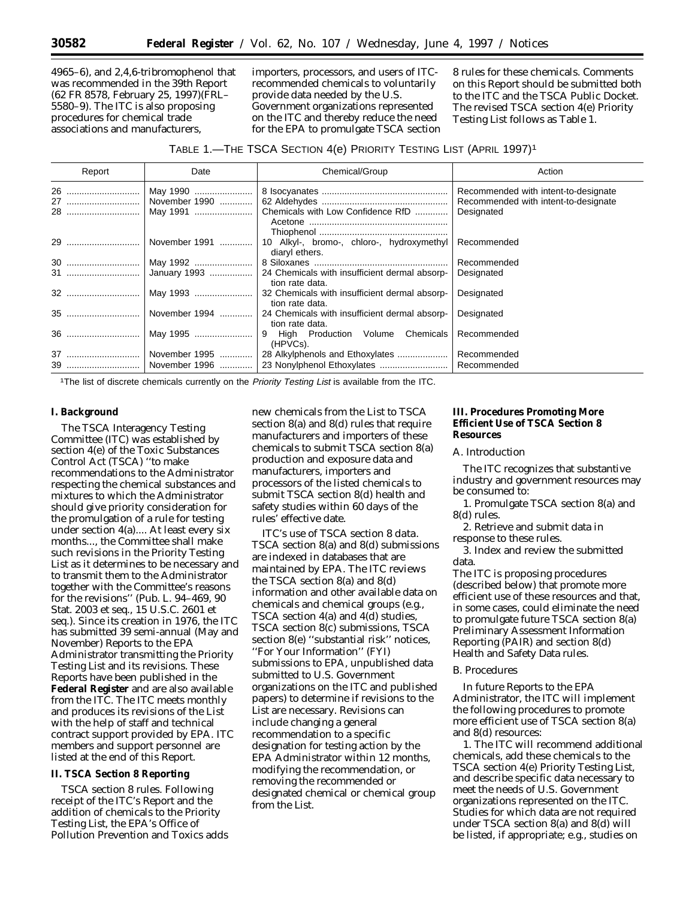4965–6), and 2,4,6-tribromophenol that was recommended in the 39th Report (62 FR 8578, February 25, 1997)(FRL–5580–9). The ITC is also proposing procedures for chemical trade associations and manufacturers, importers, processors, and users of ITC-recommended chemicals to voluntarily provide data needed by the U.S. Government organizations represented on the ITC and thereby reduce the need for the EPA to promulgate TSCA section 8 rules for these chemicals. Comments on this Report should be submitted both to the ITC and the TSCA Public Docket. The revised TSCA section 4(e) Priority Testing List follows as Table 1.

TABLE 1.—THE TSCA SECTION 4(e) PRIORITY TESTING LIST (APRIL 1997)[1]

| Report | Date | Chemical/Group | Action |
| --- | --- | --- | --- |
| 26 | May 1990 | 8 Isocyanates | Recommended with intent-to-designate |
| 27 | November 1990 | 62 Aldehydes | Recommended with intent-to-designate |
| 28 | May 1991 | Chemicals with Low Confidence RfD<br>Acetone<br>Thiophenol | Designated |
| 29 | November 1991 | 10 Alkyl-, bromo-, chloro-, hydroxymethyl diaryl ethers. | Recommended |
| 30 | May 1992 | 8 Siloxanes | Recommended |
| 31 | January 1993 | 24 Chemicals with insufficient dermal absorption rate data. | Designated |
| 32 | May 1993 | 32 Chemicals with insufficient dermal absorption rate data. | Designated |
| 35 | November 1994 | 24 Chemicals with insufficient dermal absorption rate data. | Designated |
| 36 | May 1995 | 9 High Production Volume Chemicals (HPVCs). | Recommended |
| 37 | November 1995 | 28 Alkylphenols and Ethoxylates | Recommended |
| 39 | November 1996 | 23 Nonylphenol Ethoxylates | Recommended |

[1]The list of discrete chemicals currently on the *Priority Testing List* is available from the ITC.

**I. Background**

The TSCA Interagency Testing Committee (ITC) was established by section 4(e) of the Toxic Substances Control Act (TSCA) ''to make recommendations to the Administrator respecting the chemical substances and mixtures to which the Administrator should give priority consideration for the promulgation of a rule for testing under section 4(a).... At least every six months..., the Committee shall make such revisions in the Priority Testing List as it determines to be necessary and to transmit them to the Administrator together with the Committee's reasons for the revisions'' (Pub. L. 94–469, 90 Stat. 2003 et seq., 15 U.S.C. 2601 et seq.). Since its creation in 1976, the ITC has submitted 39 semi-annual (May and November) Reports to the EPA Administrator transmitting the Priority Testing List and its revisions. These Reports have been published in the **Federal Register** and are also available from the ITC. The ITC meets monthly and produces its revisions of the List with the help of staff and technical contract support provided by EPA. ITC members and support personnel are listed at the end of this Report.

**II. TSCA Section 8 Reporting**

TSCA section 8 rules. Following receipt of the ITC's Report and the addition of chemicals to the Priority Testing List, the EPA's Office of Pollution Prevention and Toxics adds new chemicals from the List to TSCA section 8(a) and 8(d) rules that require manufacturers and importers of these chemicals to submit TSCA section 8(a) production and exposure data and manufacturers, importers and processors of the listed chemicals to submit TSCA section 8(d) health and safety studies within 60 days of the rules' effective date.

ITC's use of TSCA section 8 data. TSCA section 8(a) and 8(d) submissions are indexed in databases that are maintained by EPA. The ITC reviews the TSCA section 8(a) and 8(d) information and other available data on chemicals and chemical groups (e.g., TSCA section 4(a) and 4(d) studies, TSCA section 8(c) submissions, TSCA section 8(e) ''substantial risk'' notices, ''For Your Information'' (FYI) submissions to EPA, unpublished data submitted to U.S. Government organizations on the ITC and published papers) to determine if revisions to the List are necessary. Revisions can include changing a general recommendation to a specific designation for testing action by the EPA Administrator within 12 months, modifying the recommendation, or removing the recommended or designated chemical or chemical group from the List.

**III. Procedures Promoting More Efficient Use of TSCA Section 8 Resources**

A. Introduction

The ITC recognizes that substantive industry and government resources may be consumed to:

1. Promulgate TSCA section 8(a) and 8(d) rules.

2. Retrieve and submit data in response to these rules.

3. Index and review the submitted data.

The ITC is proposing procedures (described below) that promote more efficient use of these resources and that, in some cases, could eliminate the need to promulgate future TSCA section 8(a) Preliminary Assessment Information Reporting (PAIR) and section 8(d) Health and Safety Data rules.

B. Procedures

In future Reports to the EPA Administrator, the ITC will implement the following procedures to promote more efficient use of TSCA section 8(a) and 8(d) resources:

1. The ITC will recommend additional chemicals, add these chemicals to the TSCA section 4(e) Priority Testing List, and describe specific data necessary to meet the needs of U.S. Government organizations represented on the ITC. Studies for which data are not required under TSCA section 8(a) and 8(d) will be listed, if appropriate; e.g., studies on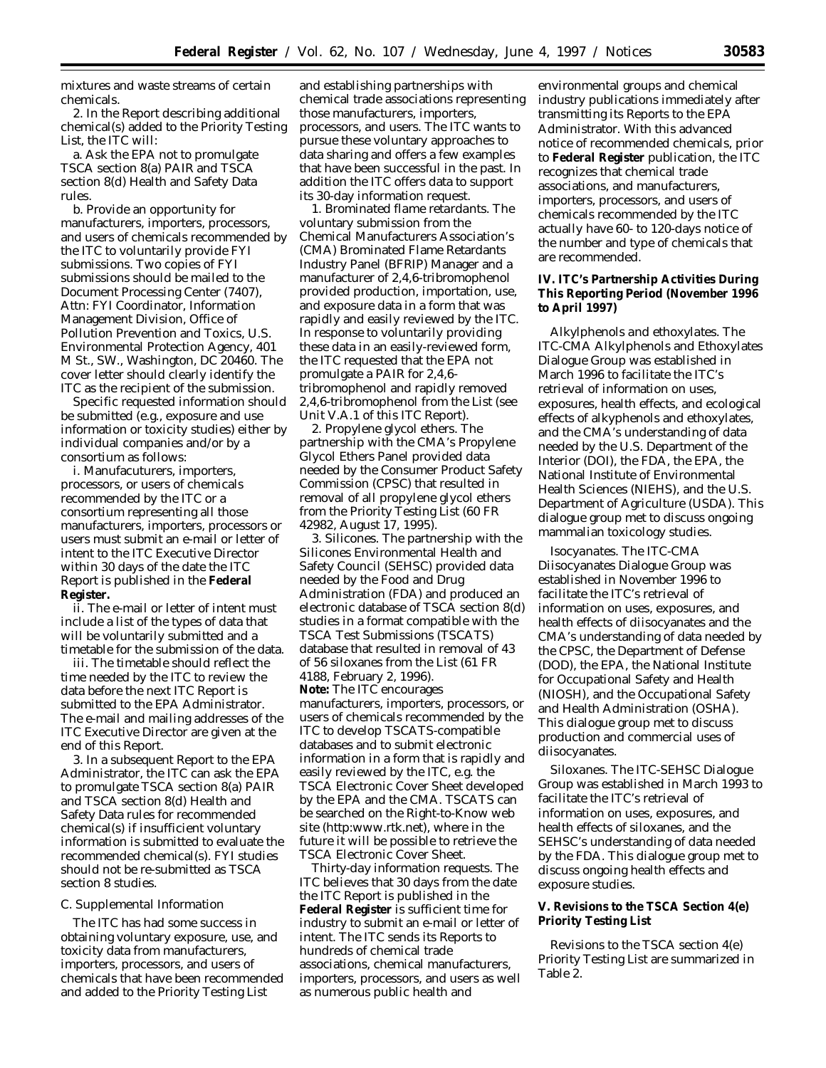mixtures and waste streams of certain chemicals.

2. In the Report describing additional chemical(s) added to the Priority Testing List, the ITC will:

a. Ask the EPA not to promulgate TSCA section 8(a) PAIR and TSCA section 8(d) Health and Safety Data rules.

b. Provide an opportunity for manufacturers, importers, processors, and users of chemicals recommended by the ITC to voluntarily provide FYI submissions. Two copies of FYI submissions should be mailed to the Document Processing Center (7407), Attn: FYI Coordinator, Information Management Division, Office of Pollution Prevention and Toxics, U.S. Environmental Protection Agency, 401 M St., SW., Washington, DC 20460. The cover letter should clearly identify the ITC as the recipient of the submission.

Specific requested information should be submitted (e.g., exposure and use information or toxicity studies) either by individual companies and/or by a consortium as follows:

i. Manufacuturers, importers, processors, or users of chemicals recommended by the ITC or a consortium representing all those manufacturers, importers, processors or users must submit an e-mail or letter of intent to the ITC Executive Director within 30 days of the date the ITC Report is published in the **Federal Register.**

ii. The e-mail or letter of intent must include a list of the types of data that will be voluntarily submitted and a timetable for the submission of the data.

iii. The timetable should reflect the time needed by the ITC to review the data before the next ITC Report is submitted to the EPA Administrator. The e-mail and mailing addresses of the ITC Executive Director are given at the end of this Report.

3. In a subsequent Report to the EPA Administrator, the ITC can ask the EPA to promulgate TSCA section 8(a) PAIR and TSCA section 8(d) Health and Safety Data rules for recommended chemical(s) if insufficient voluntary information is submitted to evaluate the recommended chemical(s). FYI studies should not be re-submitted as TSCA section 8 studies.

*C. Supplemental Information*

The ITC has had some success in obtaining voluntary exposure, use, and toxicity data from manufacturers, importers, processors, and users of chemicals that have been recommended and added to the Priority Testing List and establishing partnerships with chemical trade associations representing those manufacturers, importers, processors, and users. The ITC wants to pursue these voluntary approaches to data sharing and offers a few examples that have been successful in the past. In addition the ITC offers data to support its 30-day information request.

1. Brominated flame retardants. The voluntary submission from the Chemical Manufacturers Association's (CMA) Brominated Flame Retardants Industry Panel (BFRIP) Manager and a manufacturer of 2,4,6-tribromophenol provided production, importation, use, and exposure data in a form that was rapidly and easily reviewed by the ITC. In response to voluntarily providing these data in an easily-reviewed form, the ITC requested that the EPA not promulgate a PAIR for 2,4,6-tribromophenol and rapidly removed 2,4,6-tribromophenol from the List (see Unit V.A.1 of this ITC Report).

2. Propylene glycol ethers. The partnership with the CMA's Propylene Glycol Ethers Panel provided data needed by the Consumer Product Safety Commission (CPSC) that resulted in removal of all propylene glycol ethers from the Priority Testing List (60 FR 42982, August 17, 1995).

3. Silicones. The partnership with the Silicones Environmental Health and Safety Council (SEHSC) provided data needed by the Food and Drug Administration (FDA) and produced an electronic database of TSCA section 8(d) studies in a format compatible with the TSCA Test Submissions (TSCATS) database that resulted in removal of 43 of 56 siloxanes from the List (61 FR 4188, February 2, 1996).

**Note:** The ITC encourages manufacturers, importers, processors, or users of chemicals recommended by the ITC to develop TSCATS-compatible databases and to submit electronic information in a form that is rapidly and easily reviewed by the ITC, e.g. the TSCA Electronic Cover Sheet developed by the EPA and the CMA. TSCATS can be searched on the Right-to-Know web site (http:www.rtk.net), where in the future it will be possible to retrieve the TSCA Electronic Cover Sheet.

*Thirty-day information requests.* The ITC believes that 30 days from the date the ITC Report is published in the **Federal Register** is sufficient time for industry to submit an e-mail or letter of intent. The ITC sends its Reports to hundreds of chemical trade associations, chemical manufacturers, importers, processors, and users as well as numerous public health and environmental groups and chemical industry publications immediately after transmitting its Reports to the EPA Administrator. With this advanced notice of recommended chemicals, prior to **Federal Register** publication, the ITC recognizes that chemical trade associations, and manufacturers, importers, processors, and users of chemicals recommended by the ITC actually have 60- to 120-days notice of the number and type of chemicals that are recommended.

## IV. ITC's Partnership Activities During This Reporting Period (November 1996 to April 1997)

*Alkylphenols and ethoxylates.* The ITC-CMA Alkylphenols and Ethoxylates Dialogue Group was established in March 1996 to facilitate the ITC's retrieval of information on uses, exposures, health effects, and ecological effects of alkyphenols and ethoxylates, and the CMA's understanding of data needed by the U.S. Department of the Interior (DOI), the FDA, the EPA, the National Institute of Environmental Health Sciences (NIEHS), and the U.S. Department of Agriculture (USDA). This dialogue group met to discuss ongoing mammalian toxicology studies.

*Isocyanates.* The ITC-CMA Diisocyanates Dialogue Group was established in November 1996 to facilitate the ITC's retrieval of information on uses, exposures, and health effects of diisocyanates and the CMA's understanding of data needed by the CPSC, the Department of Defense (DOD), the EPA, the National Institute for Occupational Safety and Health (NIOSH), and the Occupational Safety and Health Administration (OSHA). This dialogue group met to discuss production and commercial uses of diisocyanates.

*Siloxanes.* The ITC-SEHSC Dialogue Group was established in March 1993 to facilitate the ITC's retrieval of information on uses, exposures, and health effects of siloxanes, and the SEHSC's understanding of data needed by the FDA. This dialogue group met to discuss ongoing health effects and exposure studies.

## V. Revisions to the TSCA Section 4(e) Priority Testing List

Revisions to the TSCA section 4(e) Priority Testing List are summarized in Table 2.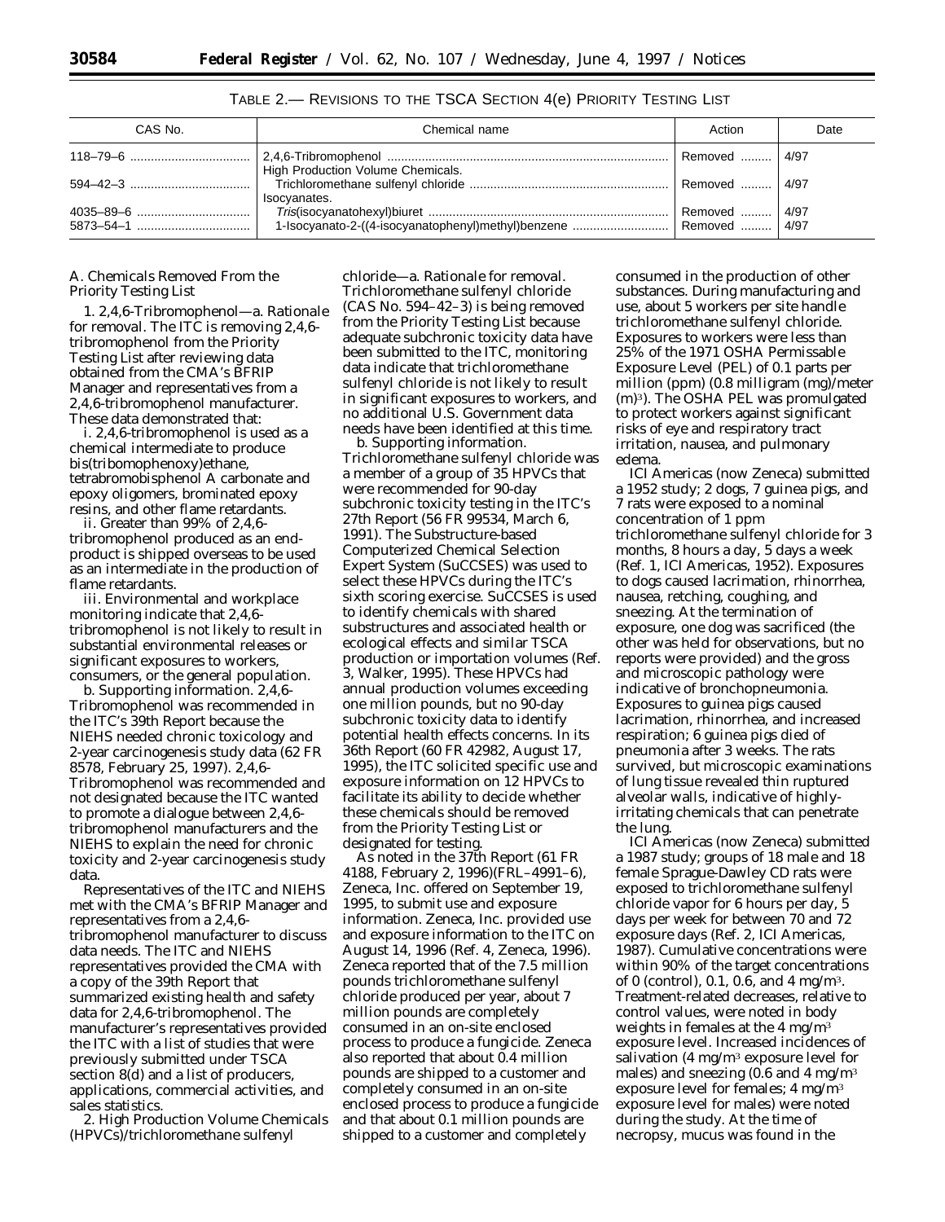TABLE 2.— REVISIONS TO THE TSCA SECTION 4(e) PRIORITY TESTING LIST

| CAS No. | Chemical name | Action | Date |
| --- | --- | --- | --- |
| 118–79–6 | 2,4,6-Tribromophenol | Removed | 4/97 |
| | High Production Volume Chemicals. | | |
| 594–42–3 | Trichloromethane sulfenyl chloride | Removed | 4/97 |
| | Isocyanates. | | |
| 4035–89–6 | *Tris*(isocyanatohexyl)biuret | Removed | 4/97 |
| 5873–54–1 | 1-Isocyanato-2-((4-isocyanatophenyl)methyl)benzene | Removed | 4/97 |

A. Chemicals Removed From the Priority Testing List

1. 2,4,6-Tribromophenol—a. Rationale for removal. The ITC is removing 2,4,6-tribromophenol from the Priority Testing List after reviewing data obtained from the CMA's BFRIP Manager and representatives from a 2,4,6-tribromophenol manufacturer. These data demonstrated that:

i. 2,4,6-tribromophenol is used as a chemical intermediate to produce bis(tribomophenoxy)ethane, tetrabromobisphenol A carbonate and epoxy oligomers, brominated epoxy resins, and other flame retardants.

ii. Greater than 99% of 2,4,6-tribromophenol produced as an end-product is shipped overseas to be used as an intermediate in the production of flame retardants.

iii. Environmental and workplace monitoring indicate that 2,4,6-tribromophenol is not likely to result in substantial environmental releases or significant exposures to workers, consumers, or the general population.

b. Supporting information. 2,4,6-Tribromophenol was recommended in the ITC's 39th Report because the NIEHS needed chronic toxicology and 2-year carcinogenesis study data (62 FR 8578, February 25, 1997). 2,4,6-Tribromophenol was recommended and not designated because the ITC wanted to promote a dialogue between 2,4,6-tribromophenol manufacturers and the NIEHS to explain the need for chronic toxicity and 2-year carcinogenesis study data.

Representatives of the ITC and NIEHS met with the CMA's BFRIP Manager and representatives from a 2,4,6-tribromophenol manufacturer to discuss data needs. The ITC and NIEHS representatives provided the CMA with a copy of the 39th Report that summarized existing health and safety data for 2,4,6-tribromophenol. The manufacturer's representatives provided the ITC with a list of studies that were previously submitted under TSCA section 8(d) and a list of producers, applications, commercial activities, and sales statistics.

2. High Production Volume Chemicals (HPVCs)/trichloromethane sulfenyl chloride—a. Rationale for removal. Trichloromethane sulfenyl chloride (CAS No. 594–42–3) is being removed from the Priority Testing List because adequate subchronic toxicity data have been submitted to the ITC, monitoring data indicate that trichloromethane sulfenyl chloride is not likely to result in significant exposures to workers, and no additional U.S. Government data needs have been identified at this time.

b. Supporting information. Trichloromethane sulfenyl chloride was a member of a group of 35 HPVCs that were recommended for 90-day subchronic toxicity testing in the ITC's 27th Report (56 FR 99534, March 6, 1991). The Substructure-based Computerized Chemical Selection Expert System (SuCCSES) was used to select these HPVCs during the ITC's sixth scoring exercise. SuCCSES is used to identify chemicals with shared substructures and associated health or ecological effects and similar TSCA production or importation volumes (Ref. 3, Walker, 1995). These HPVCs had annual production volumes exceeding one million pounds, but no 90-day subchronic toxicity data to identify potential health effects concerns. In its 36th Report (60 FR 42982, August 17, 1995), the ITC solicited specific use and exposure information on 12 HPVCs to facilitate its ability to decide whether these chemicals should be removed from the Priority Testing List or designated for testing.

As noted in the 37th Report (61 FR 4188, February 2, 1996)(FRL–4991–6), Zeneca, Inc. offered on September 19, 1995, to submit use and exposure information. Zeneca, Inc. provided use and exposure information to the ITC on August 14, 1996 (Ref. 4, Zeneca, 1996). Zeneca reported that of the 7.5 million pounds trichloromethane sulfenyl chloride produced per year, about 7 million pounds are completely consumed in an on-site enclosed process to produce a fungicide. Zeneca also reported that about 0.4 million pounds are shipped to a customer and completely consumed in an on-site enclosed process to produce a fungicide and that about 0.1 million pounds are shipped to a customer and completely consumed in the production of other substances. During manufacturing and use, about 5 workers per site handle trichloromethane sulfenyl chloride. Exposures to workers were less than 25% of the 1971 OSHA Permissable Exposure Level (PEL) of 0.1 parts per million (ppm) (0.8 milligram (mg)/meter $(m)^3$). The OSHA PEL was promulgated to protect workers against significant risks of eye and respiratory tract irritation, nausea, and pulmonary edema.

ICI Americas (now Zeneca) submitted a 1952 study; 2 dogs, 7 guinea pigs, and 7 rats were exposed to a nominal concentration of 1 ppm trichloromethane sulfenyl chloride for 3 months, 8 hours a day, 5 days a week (Ref. 1, ICI Americas, 1952). Exposures to dogs caused lacrimation, rhinorrhea, nausea, retching, coughing, and sneezing. At the termination of exposure, one dog was sacrificed (the other was held for observations, but no reports were provided) and the gross and microscopic pathology were indicative of bronchopneumonia. Exposures to guinea pigs caused lacrimation, rhinorrhea, and increased respiration; 6 guinea pigs died of pneumonia after 3 weeks. The rats survived, but microscopic examinations of lung tissue revealed thin ruptured alveolar walls, indicative of highly-irritating chemicals that can penetrate the lung.

ICI Americas (now Zeneca) submitted a 1987 study; groups of 18 male and 18 female Sprague-Dawley CD rats were exposed to trichloromethane sulfenyl chloride vapor for 6 hours per day, 5 days per week for between 70 and 72 exposure days (Ref. 2, ICI Americas, 1987). Cumulative concentrations were within 90% of the target concentrations of 0 (control), 0.1, 0.6, and 4 mg/$m^3$. Treatment-related decreases, relative to control values, were noted in body weights in females at the 4 mg/$m^3$ exposure level. Increased incidences of salivation (4 mg/$m^3$ exposure level for males) and sneezing (0.6 and 4 mg/$m^3$ exposure level for females; 4 mg/$m^3$ exposure level for males) were noted during the study. At the time of necropsy, mucus was found in the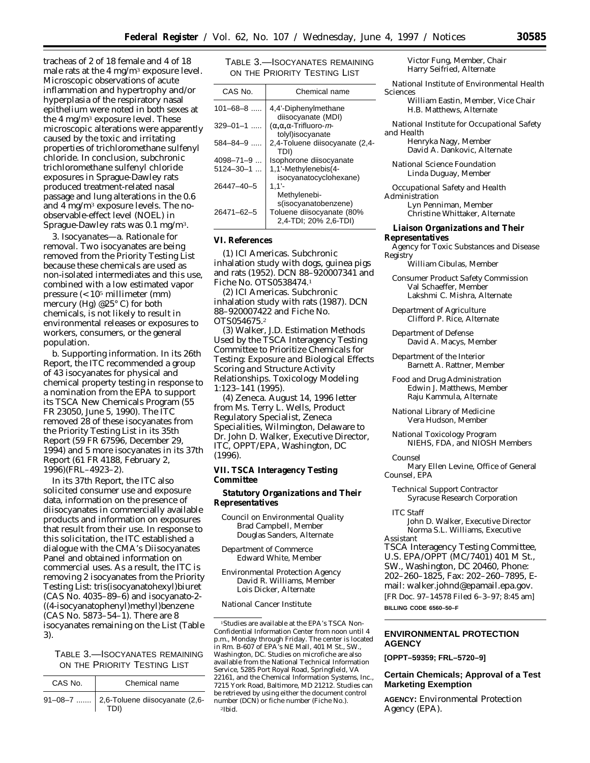tracheas of 2 of 18 female and 4 of 18 male rats at the 4 mg/m³ exposure level. Microscopic observations of acute inflammation and hypertrophy and/or hyperplasia of the respiratory nasal epithelium were noted in both sexes at the 4 mg/m³ exposure level. These microscopic alterations were apparently caused by the toxic and irritating properties of trichloromethane sulfenyl chloride. In conclusion, subchronic trichloromethane sulfenyl chloride exposures in Sprague-Dawley rats produced treatment-related nasal passage and lung alterations in the 0.6 and 4 mg/m³ exposure levels. The no-observable-effect level (NOEL) in Sprague-Dawley rats was 0.1 mg/m³.

3. *Isocyanates*—a. *Rationale for removal*. Two isocyanates are being removed from the Priority Testing List because these chemicals are used as non-isolated intermediates and this use, combined with a low estimated vapor pressure (<10⁵ millimeter (mm) mercury (Hg) @25° C) for both chemicals, is not likely to result in environmental releases or exposures to workers, consumers, or the general population.

b. *Supporting information*. In its 26th Report, the ITC recommended a group of 43 isocyanates for physical and chemical property testing in response to a nomination from the EPA to support its TSCA New Chemicals Program (55 FR 23050, June 5, 1990). The ITC removed 28 of these isocyanates from the Priority Testing List in its 35th Report (59 FR 67596, December 29, 1994) and 5 more isocyanates in its 37th Report (61 FR 4188, February 2, 1996)(FRL–4923–2).

In its 37th Report, the ITC also solicited consumer use and exposure data, information on the presence of diisocyanates in commercially available products and information on exposures that result from their use. In response to this solicitation, the ITC established a dialogue with the CMA's Diisocyanates Panel and obtained information on commercial uses. As a result, the ITC is removing 2 isocyanates from the Priority Testing List: tris(isocyanatohexyl)biuret (CAS No. 4035–89–6) and isocyanato-2-((4-isocyanatophenyl)methyl)benzene (CAS No. 5873–54–1). There are 8 isocyanates remaining on the List (Table 3).

TABLE 3.—ISOCYANATES REMAINING ON THE PRIORITY TESTING LIST

| CAS No. | Chemical name |
|---|---|
| 91–08–7 | 2,6-Toluene diisocyanate (2,6-TDI) |
| 101–68–8 | 4,4'-Diphenylmethane diisocyanate (MDI) |
| 329–01–1 | (α,α,α-Trifluoro-*m*-tolyl)isocyanate |
| 584–84–9 | 2,4-Toluene diisocyanate (2,4-TDI) |
| 4098–71–9 | Isophorone diisocyanate |
| 5124–30–1 | 1,1'-Methylenebis(4-isocyanatocyclohexane) |
| 26447–40–5 | 1,1'-Methylenebis(isocyanatobenzene) |
| 26471–62–5 | Toluene diisocyanate (80% 2,4-TDI; 20% 2,6-TDI) |

## VI. References

(1) ICI Americas. Subchronic inhalation study with dogs, guinea pigs and rats (1952). DCN 88–920007341 and Fiche No. OTS0538474.[1]

(2) ICI Americas. Subchronic inhalation study with rats (1987). DCN 88–920007422 and Fiche No. OTS054675.[2]

(3) Walker, J.D. Estimation Methods Used by the TSCA Interagency Testing Committee to Prioritize Chemicals for Testing: Exposure and Biological Effects Scoring and Structure Activity Relationships. Toxicology Modeling 1:123–141 (1995).

(4) Zeneca. August 14, 1996 letter from Ms. Terry L. Wells, Product Regulatory Specialist, Zeneca Specialities, Wilmington, Delaware to Dr. John D. Walker, Executive Director, ITC, OPPT/EPA, Washington, DC (1996).

## VII. TSCA Interagency Testing Committee

### Statutory Organizations and Their Representatives

Council on Environmental Quality
Brad Campbell, Member
Douglas Sanders, Alternate

Department of Commerce
Edward White, Member

Environmental Protection Agency
David R. Williams, Member
Lois Dicker, Alternate

National Cancer Institute
Victor Fung, Member, Chair
Harry Seifried, Alternate

National Institute of Environmental Health Sciences
William Eastin, Member, Vice Chair
H.B. Matthews, Alternate

National Institute for Occupational Safety and Health
Henryka Nagy, Member
David A. Dankovic, Alternate

National Science Foundation
Linda Duguay, Member

Occupational Safety and Health Administration
Lyn Penniman, Member
Christine Whittaker, Alternate

### Liaison Organizations and Their Representatives

Agency for Toxic Substances and Disease Registry
William Cibulas, Member

Consumer Product Safety Commission
Val Schaeffer, Member
Lakshmi C. Mishra, Alternate

Department of Agriculture
Clifford P. Rice, Alternate

Department of Defense
David A. Macys, Member

Department of the Interior
Barnett A. Rattner, Member

Food and Drug Administration
Edwin J. Matthews, Member
Raju Kammula, Alternate

National Library of Medicine
Vera Hudson, Member

National Toxicology Program
NIEHS, FDA, and NIOSH Members

Counsel
Mary Ellen Levine, Office of General Counsel, EPA

Technical Support Contractor
Syracuse Research Corporation

ITC Staff
John D. Walker, Executive Director
Norma S.L. Williams, Executive Assistant

TSCA Interagency Testing Committee, U.S. EPA/OPPT (MC/7401) 401 M St., SW., Washington, DC 20460, Phone: 202–260–1825, Fax: 202–260–7895, E-mail: walker.johnd@epamail.epa.gov.

[FR Doc. 97–14578 Filed 6–3–97; 8:45 am]

BILLING CODE 6560–50–F

[1] Studies are available at the EPA's TSCA Non-Confidential Information Center from noon until 4 p.m., Monday through Friday. The center is located in Rm. B-607 of EPA's NE Mall, 401 M St., SW., Washington, DC. Studies on microfiche are also available from the National Technical Information Service, 5285 Port Royal Road, Springfield, VA 22161, and the Chemical Information Systems, Inc., 7215 York Road, Baltimore, MD 21212. Studies can be retrieved by using either the document control number (DCN) or fiche number (Fiche No.).

[2] Ibid.

---

# ENVIRONMENTAL PROTECTION AGENCY

**[OPPT–59359; FRL–5720–9]**

## Certain Chemicals; Approval of a Test Marketing Exemption

**AGENCY:** Environmental Protection Agency (EPA).